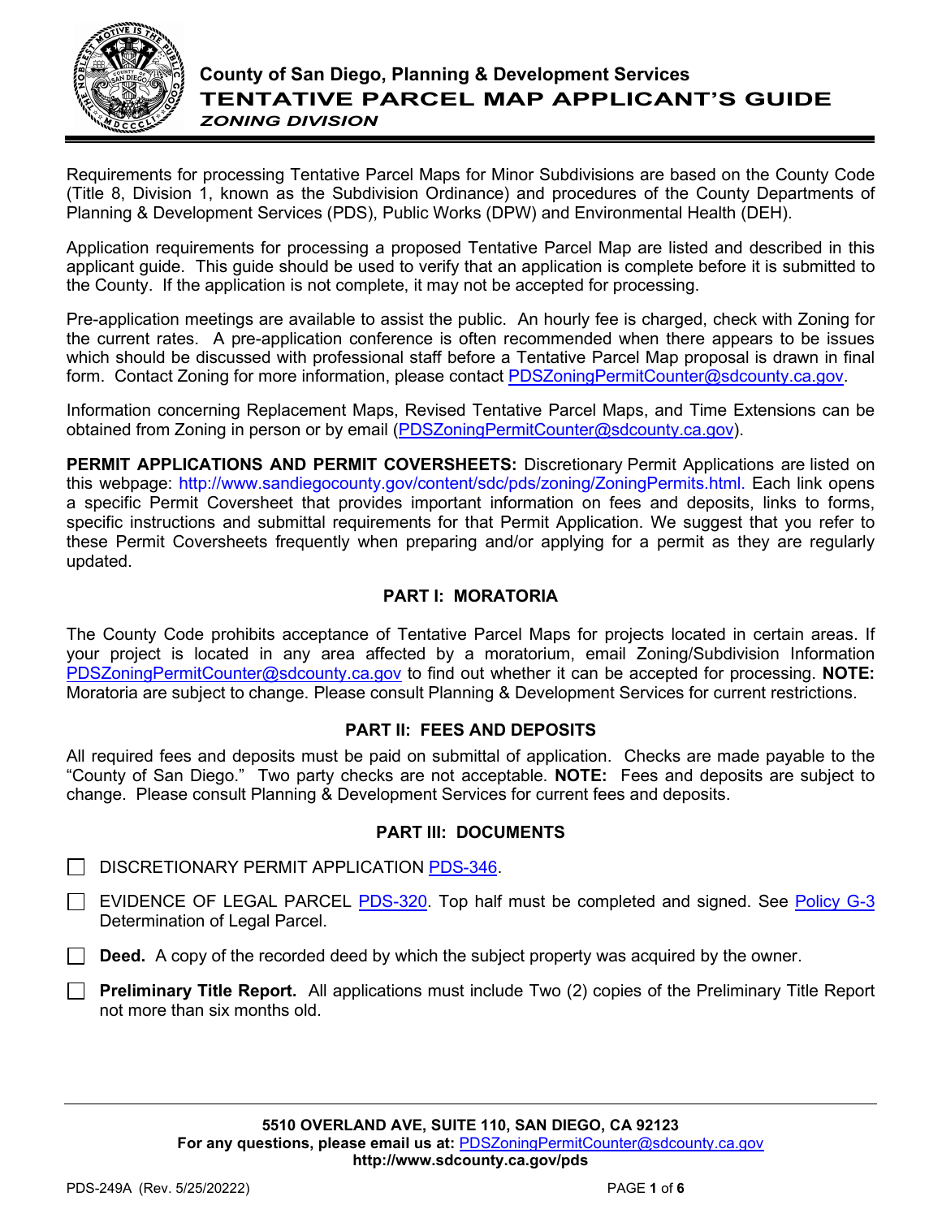# County of San Diego, Planning & Development Services

## TENTATIVE PARCEL MAP APPLICANT'S GUIDE

***ZONING DIVISION***

Requirements for processing Tentative Parcel Maps for Minor Subdivisions are based on the County Code (Title 8, Division 1, known as the Subdivision Ordinance) and procedures of the County Departments of Planning & Development Services (PDS), Public Works (DPW) and Environmental Health (DEH).

Application requirements for processing a proposed Tentative Parcel Map are listed and described in this applicant guide. This guide should be used to verify that an application is complete before it is submitted to the County. If the application is not complete, it may not be accepted for processing.

Pre-application meetings are available to assist the public. An hourly fee is charged, check with Zoning for the current rates. A pre-application conference is often recommended when there appears to be issues which should be discussed with professional staff before a Tentative Parcel Map proposal is drawn in final form. Contact Zoning for more information, please contact PDSZoningPermitCounter@sdcounty.ca.gov.

Information concerning Replacement Maps, Revised Tentative Parcel Maps, and Time Extensions can be obtained from Zoning in person or by email (PDSZoningPermitCounter@sdcounty.ca.gov).

**PERMIT APPLICATIONS AND PERMIT COVERSHEETS:** Discretionary Permit Applications are listed on this webpage: http://www.sandiegocounty.gov/content/sdc/pds/zoning/ZoningPermits.html. Each link opens a specific Permit Coversheet that provides important information on fees and deposits, links to forms, specific instructions and submittal requirements for that Permit Application. We suggest that you refer to these Permit Coversheets frequently when preparing and/or applying for a permit as they are regularly updated.

### PART I: MORATORIA

The County Code prohibits acceptance of Tentative Parcel Maps for projects located in certain areas. If your project is located in any area affected by a moratorium, email Zoning/Subdivision Information PDSZoningPermitCounter@sdcounty.ca.gov to find out whether it can be accepted for processing. **NOTE:** Moratoria are subject to change. Please consult Planning & Development Services for current restrictions.

### PART II: FEES AND DEPOSITS

All required fees and deposits must be paid on submittal of application. Checks are made payable to the "County of San Diego." Two party checks are not acceptable. **NOTE:** Fees and deposits are subject to change. Please consult Planning & Development Services for current fees and deposits.

### PART III: DOCUMENTS

- [ ] DISCRETIONARY PERMIT APPLICATION PDS-346.
- [ ] EVIDENCE OF LEGAL PARCEL PDS-320. Top half must be completed and signed. See Policy G-3 Determination of Legal Parcel.
- [ ] **Deed.** A copy of the recorded deed by which the subject property was acquired by the owner.
- [ ] **Preliminary Title Report.** All applications must include Two (2) copies of the Preliminary Title Report not more than six months old.

5510 OVERLAND AVE, SUITE 110, SAN DIEGO, CA 92123

For any questions, please email us at: PDSZoningPermitCounter@sdcounty.ca.gov

http://www.sdcounty.ca.gov/pds

PDS-249A (Rev. 5/25/20222)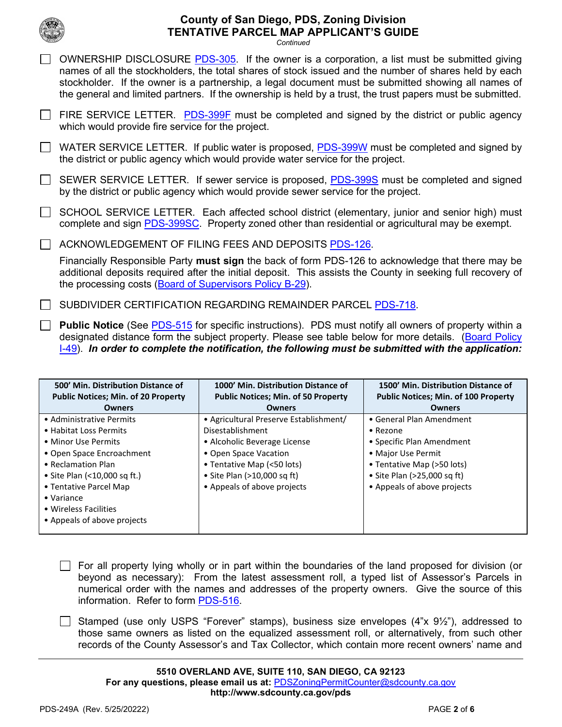# County of San Diego, PDS, Zoning Division
## TENTATIVE PARCEL MAP APPLICANT'S GUIDE

*Continued*

- ☐ OWNERSHIP DISCLOSURE PDS-305. If the owner is a corporation, a list must be submitted giving names of all the stockholders, the total shares of stock issued and the number of shares held by each stockholder. If the owner is a partnership, a legal document must be submitted showing all names of the general and limited partners. If the ownership is held by a trust, the trust papers must be submitted.

- ☐ FIRE SERVICE LETTER. PDS-399F must be completed and signed by the district or public agency which would provide fire service for the project.

- ☐ WATER SERVICE LETTER. If public water is proposed, PDS-399W must be completed and signed by the district or public agency which would provide water service for the project.

- ☐ SEWER SERVICE LETTER. If sewer service is proposed, PDS-399S must be completed and signed by the district or public agency which would provide sewer service for the project.

- ☐ SCHOOL SERVICE LETTER. Each affected school district (elementary, junior and senior high) must complete and sign PDS-399SC. Property zoned other than residential or agricultural may be exempt.

- ☐ ACKNOWLEDGEMENT OF FILING FEES AND DEPOSITS PDS-126.

  Financially Responsible Party **must sign** the back of form PDS-126 to acknowledge that there may be additional deposits required after the initial deposit. This assists the County in seeking full recovery of the processing costs (Board of Supervisors Policy B-29).

- ☐ SUBDIVIDER CERTIFICATION REGARDING REMAINDER PARCEL PDS-718.

- ☐ **Public Notice** (See PDS-515 for specific instructions). PDS must notify all owners of property within a designated distance form the subject property. Please see table below for more details. (Board Policy I-49). ***In order to complete the notification, the following must be submitted with the application:***

| 500' Min. Distribution Distance of Public Notices; Min. of 20 Property Owners | 1000' Min. Distribution Distance of Public Notices; Min. of 50 Property Owners | 1500' Min. Distribution Distance of Public Notices; Min. of 100 Property Owners |
|---|---|---|
| • Administrative Permits<br>• Habitat Loss Permits<br>• Minor Use Permits<br>• Open Space Encroachment<br>• Reclamation Plan<br>• Site Plan (<10,000 sq ft.)<br>• Tentative Parcel Map<br>• Variance<br>• Wireless Facilities<br>• Appeals of above projects | • Agricultural Preserve Establishment/ Disestablishment<br>• Alcoholic Beverage License<br>• Open Space Vacation<br>• Tentative Map (<50 lots)<br>• Site Plan (>10,000 sq ft)<br>• Appeals of above projects | • General Plan Amendment<br>• Rezone<br>• Specific Plan Amendment<br>• Major Use Permit<br>• Tentative Map (>50 lots)<br>• Site Plan (>25,000 sq ft)<br>• Appeals of above projects |

  - ☐ For all property lying wholly or in part within the boundaries of the land proposed for division (or beyond as necessary): From the latest assessment roll, a typed list of Assessor's Parcels in numerical order with the names and addresses of the property owners. Give the source of this information. Refer to form PDS-516.

  - ☐ Stamped (use only USPS "Forever" stamps), business size envelopes (4"x 9½"), addressed to those same owners as listed on the equalized assessment roll, or alternatively, from such other records of the County Assessor's and Tax Collector, which contain more recent owners' name and

5510 OVERLAND AVE, SUITE 110, SAN DIEGO, CA 92123
For any questions, please email us at: PDSZoningPermitCounter@sdcounty.ca.gov
http://www.sdcounty.ca.gov/pds

PDS-249A (Rev. 5/25/20222)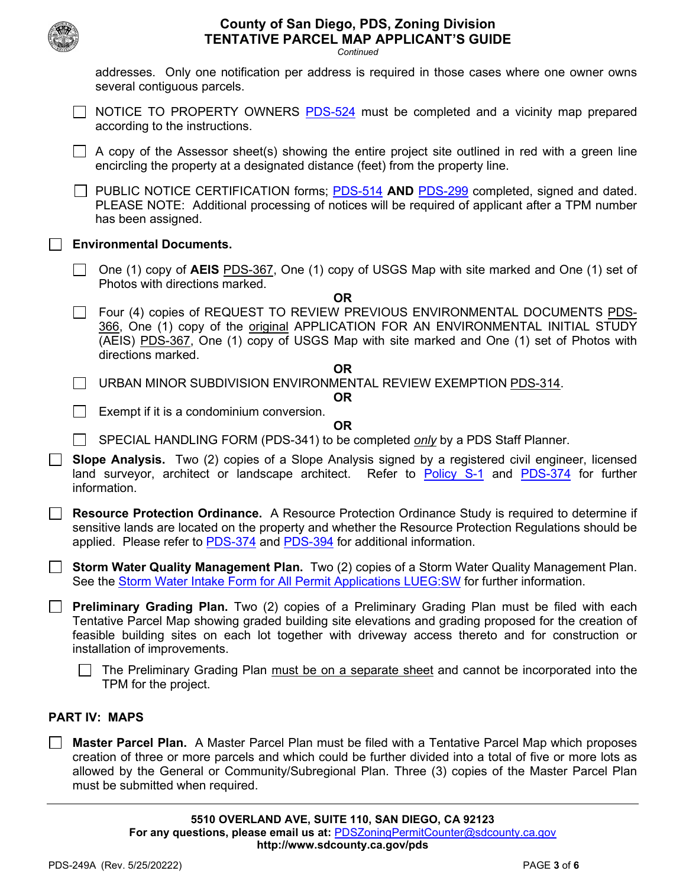addresses. Only one notification per address is required in those cases where one owner owns several contiguous parcels.

- ☐ NOTICE TO PROPERTY OWNERS PDS-524 must be completed and a vicinity map prepared according to the instructions.
- ☐ A copy of the Assessor sheet(s) showing the entire project site outlined in red with a green line encircling the property at a designated distance (feet) from the property line.
- ☐ PUBLIC NOTICE CERTIFICATION forms; PDS-514 **AND** PDS-299 completed, signed and dated. PLEASE NOTE: Additional processing of notices will be required of applicant after a TPM number has been assigned.

☐ **Environmental Documents.**

- ☐ One (1) copy of **AEIS** PDS-367, One (1) copy of USGS Map with site marked and One (1) set of Photos with directions marked.

  **OR**

- ☐ Four (4) copies of REQUEST TO REVIEW PREVIOUS ENVIRONMENTAL DOCUMENTS PDS-366, One (1) copy of the original APPLICATION FOR AN ENVIRONMENTAL INITIAL STUDY (AEIS) PDS-367, One (1) copy of USGS Map with site marked and One (1) set of Photos with directions marked.

  **OR**

- ☐ URBAN MINOR SUBDIVISION ENVIRONMENTAL REVIEW EXEMPTION PDS-314.

  **OR**

- ☐ Exempt if it is a condominium conversion.

  **OR**

- ☐ SPECIAL HANDLING FORM (PDS-341) to be completed ***only*** by a PDS Staff Planner.

☐ **Slope Analysis.** Two (2) copies of a Slope Analysis signed by a registered civil engineer, licensed land surveyor, architect or landscape architect. Refer to Policy S-1 and PDS-374 for further information.

☐ **Resource Protection Ordinance.** A Resource Protection Ordinance Study is required to determine if sensitive lands are located on the property and whether the Resource Protection Regulations should be applied. Please refer to PDS-374 and PDS-394 for additional information.

☐ **Storm Water Quality Management Plan.** Two (2) copies of a Storm Water Quality Management Plan. See the Storm Water Intake Form for All Permit Applications LUEG:SW for further information.

☐ **Preliminary Grading Plan.** Two (2) copies of a Preliminary Grading Plan must be filed with each Tentative Parcel Map showing graded building site elevations and grading proposed for the creation of feasible building sites on each lot together with driveway access thereto and for construction or installation of improvements.

- ☐ The Preliminary Grading Plan must be on a separate sheet and cannot be incorporated into the TPM for the project.

## PART IV: MAPS

☐ **Master Parcel Plan.** A Master Parcel Plan must be filed with a Tentative Parcel Map which proposes creation of three or more parcels and which could be further divided into a total of five or more lots as allowed by the General or Community/Subregional Plan. Three (3) copies of the Master Parcel Plan must be submitted when required.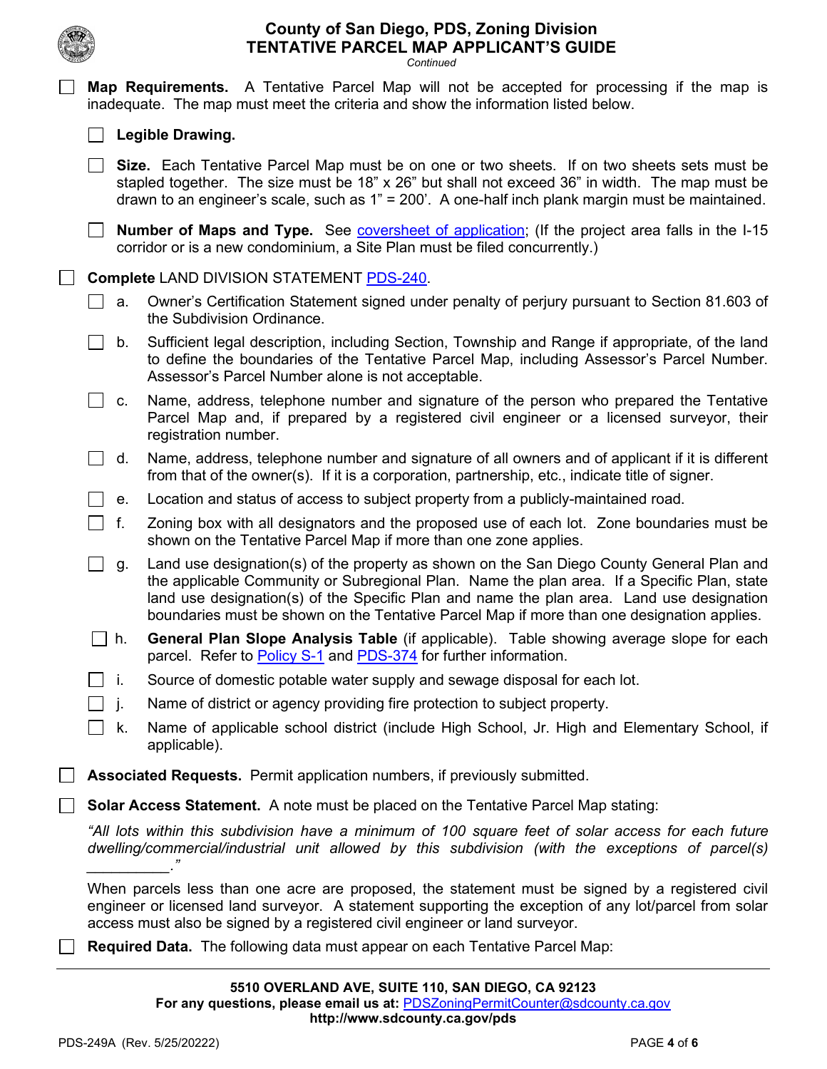- [ ] **Map Requirements.** A Tentative Parcel Map will not be accepted for processing if the map is inadequate. The map must meet the criteria and show the information listed below.

  - [ ] **Legible Drawing.**

  - [ ] **Size.** Each Tentative Parcel Map must be on one or two sheets. If on two sheets sets must be stapled together. The size must be 18" x 26" but shall not exceed 36" in width. The map must be drawn to an engineer's scale, such as 1" = 200'. A one-half inch plank margin must be maintained.

  - [ ] **Number of Maps and Type.** See coversheet of application; (If the project area falls in the I-15 corridor or is a new condominium, a Site Plan must be filed concurrently.)

- [ ] **Complete** LAND DIVISION STATEMENT PDS-240.

  - [ ] a. Owner's Certification Statement signed under penalty of perjury pursuant to Section 81.603 of the Subdivision Ordinance.
  - [ ] b. Sufficient legal description, including Section, Township and Range if appropriate, of the land to define the boundaries of the Tentative Parcel Map, including Assessor's Parcel Number. Assessor's Parcel Number alone is not acceptable.
  - [ ] c. Name, address, telephone number and signature of the person who prepared the Tentative Parcel Map and, if prepared by a registered civil engineer or a licensed surveyor, their registration number.
  - [ ] d. Name, address, telephone number and signature of all owners and of applicant if it is different from that of the owner(s). If it is a corporation, partnership, etc., indicate title of signer.
  - [ ] e. Location and status of access to subject property from a publicly-maintained road.
  - [ ] f. Zoning box with all designators and the proposed use of each lot. Zone boundaries must be shown on the Tentative Parcel Map if more than one zone applies.
  - [ ] g. Land use designation(s) of the property as shown on the San Diego County General Plan and the applicable Community or Subregional Plan. Name the plan area. If a Specific Plan, state land use designation(s) of the Specific Plan and name the plan area. Land use designation boundaries must be shown on the Tentative Parcel Map if more than one designation applies.
  - [ ] h. **General Plan Slope Analysis Table** (if applicable). Table showing average slope for each parcel. Refer to Policy S-1 and PDS-374 for further information.
  - [ ] i. Source of domestic potable water supply and sewage disposal for each lot.
  - [ ] j. Name of district or agency providing fire protection to subject property.
  - [ ] k. Name of applicable school district (include High School, Jr. High and Elementary School, if applicable).

- [ ] **Associated Requests.** Permit application numbers, if previously submitted.

- [ ] **Solar Access Statement.** A note must be placed on the Tentative Parcel Map stating:

  *"All lots within this subdivision have a minimum of 100 square feet of solar access for each future dwelling/commercial/industrial unit allowed by this subdivision (with the exceptions of parcel(s) __________."*

  When parcels less than one acre are proposed, the statement must be signed by a registered civil engineer or licensed land surveyor. A statement supporting the exception of any lot/parcel from solar access must also be signed by a registered civil engineer or land surveyor.

- [ ] **Required Data.** The following data must appear on each Tentative Parcel Map: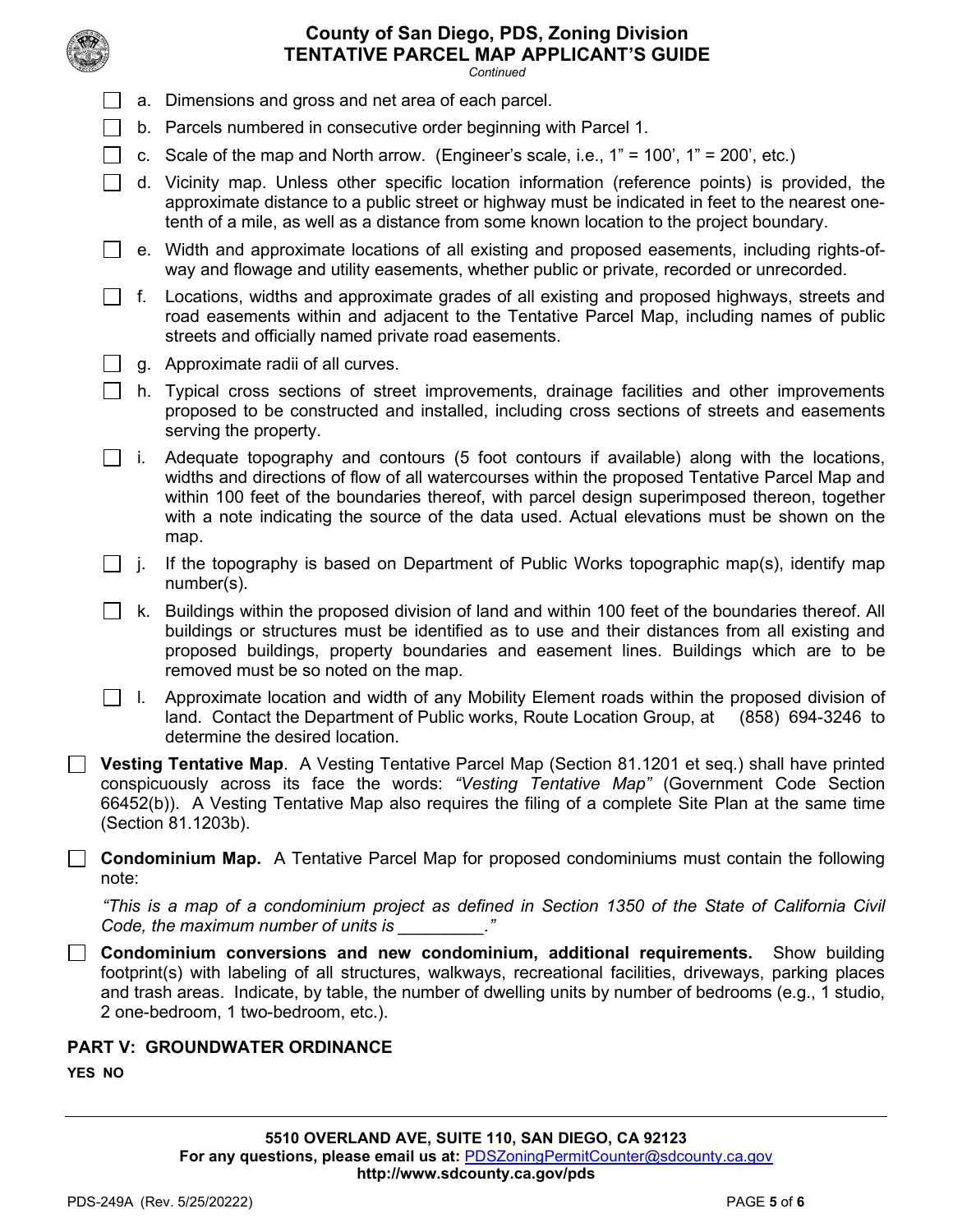- ☐ a. Dimensions and gross and net area of each parcel.
- ☐ b. Parcels numbered in consecutive order beginning with Parcel 1.
- ☐ c. Scale of the map and North arrow. (Engineer's scale, i.e., 1" = 100', 1" = 200', etc.)
- ☐ d. Vicinity map. Unless other specific location information (reference points) is provided, the approximate distance to a public street or highway must be indicated in feet to the nearest one-tenth of a mile, as well as a distance from some known location to the project boundary.
- ☐ e. Width and approximate locations of all existing and proposed easements, including rights-of-way and flowage and utility easements, whether public or private, recorded or unrecorded.
- ☐ f. Locations, widths and approximate grades of all existing and proposed highways, streets and road easements within and adjacent to the Tentative Parcel Map, including names of public streets and officially named private road easements.
- ☐ g. Approximate radii of all curves.
- ☐ h. Typical cross sections of street improvements, drainage facilities and other improvements proposed to be constructed and installed, including cross sections of streets and easements serving the property.
- ☐ i. Adequate topography and contours (5 foot contours if available) along with the locations, widths and directions of flow of all watercourses within the proposed Tentative Parcel Map and within 100 feet of the boundaries thereof, with parcel design superimposed thereon, together with a note indicating the source of the data used. Actual elevations must be shown on the map.
- ☐ j. If the topography is based on Department of Public Works topographic map(s), identify map number(s).
- ☐ k. Buildings within the proposed division of land and within 100 feet of the boundaries thereof. All buildings or structures must be identified as to use and their distances from all existing and proposed buildings, property boundaries and easement lines. Buildings which are to be removed must be so noted on the map.
- ☐ l. Approximate location and width of any Mobility Element roads within the proposed division of land. Contact the Department of Public works, Route Location Group, at (858) 694-3246 to determine the desired location.

☐ **Vesting Tentative Map**. A Vesting Tentative Parcel Map (Section 81.1201 et seq.) shall have printed conspicuously across its face the words: *"Vesting Tentative Map"* (Government Code Section 66452(b)). A Vesting Tentative Map also requires the filing of a complete Site Plan at the same time (Section 81.1203b).

☐ **Condominium Map.** A Tentative Parcel Map for proposed condominiums must contain the following note:

*"This is a map of a condominium project as defined in Section 1350 of the State of California Civil Code, the maximum number of units is _________."*

☐ **Condominium conversions and new condominium, additional requirements.** Show building footprint(s) with labeling of all structures, walkways, recreational facilities, driveways, parking places and trash areas. Indicate, by table, the number of dwelling units by number of bedrooms (e.g., 1 studio, 2 one-bedroom, 1 two-bedroom, etc.).

## PART V: GROUNDWATER ORDINANCE

**YES NO**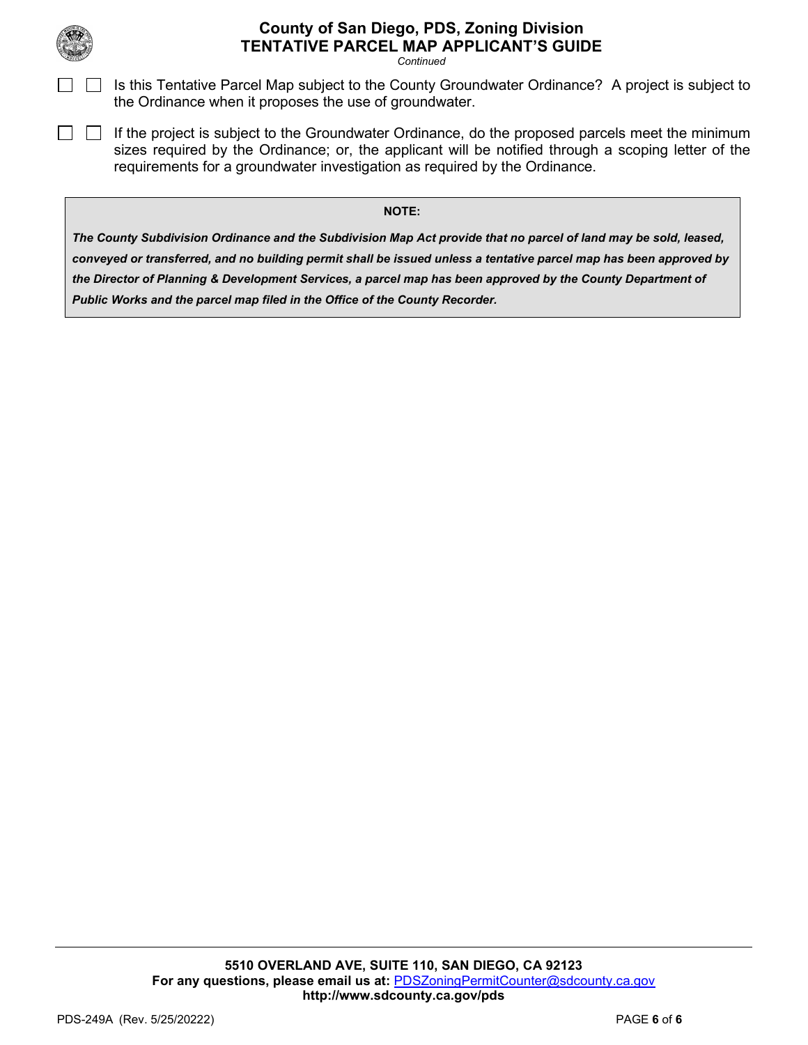- [ ] [ ] Is this Tentative Parcel Map subject to the County Groundwater Ordinance? A project is subject to the Ordinance when it proposes the use of groundwater.

- [ ] [ ] If the project is subject to the Groundwater Ordinance, do the proposed parcels meet the minimum sizes required by the Ordinance; or, the applicant will be notified through a scoping letter of the requirements for a groundwater investigation as required by the Ordinance.

**NOTE:**

***The County Subdivision Ordinance and the Subdivision Map Act provide that no parcel of land may be sold, leased, conveyed or transferred, and no building permit shall be issued unless a tentative parcel map has been approved by the Director of Planning & Development Services, a parcel map has been approved by the County Department of Public Works and the parcel map filed in the Office of the County Recorder.***